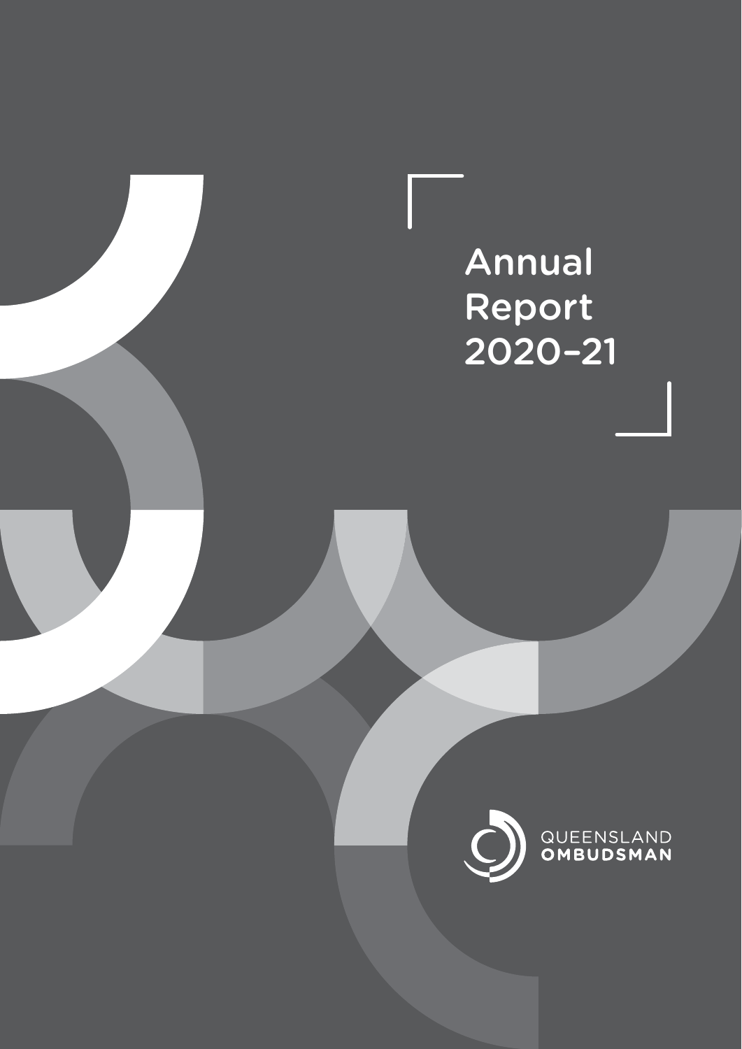# Annual Report 2020–21

QUEENSLAND
**OMBUDSMAN**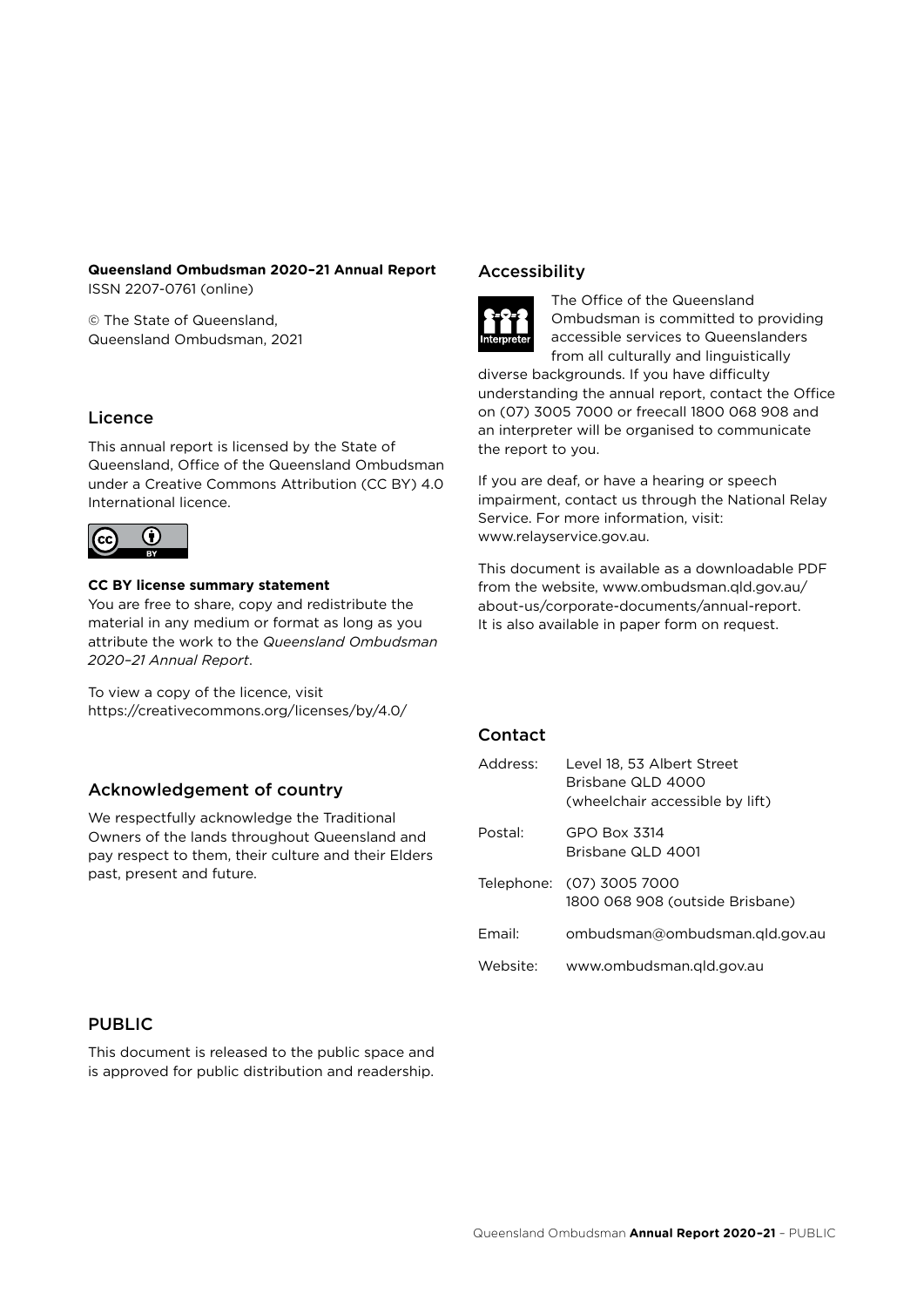**Queensland Ombudsman 2020–21 Annual Report**
ISSN 2207-0761 (online)

© The State of Queensland, Queensland Ombudsman, 2021

## Licence

This annual report is licensed by the State of Queensland, Office of the Queensland Ombudsman under a Creative Commons Attribution (CC BY) 4.0 International licence.

**CC BY license summary statement**
You are free to share, copy and redistribute the material in any medium or format as long as you attribute the work to the *Queensland Ombudsman 2020–21 Annual Report*.

To view a copy of the licence, visit https://creativecommons.org/licenses/by/4.0/

## Acknowledgement of country

We respectfully acknowledge the Traditional Owners of the lands throughout Queensland and pay respect to them, their culture and their Elders past, present and future.

## PUBLIC

This document is released to the public space and is approved for public distribution and readership.

## Accessibility

The Office of the Queensland Ombudsman is committed to providing accessible services to Queenslanders from all culturally and linguistically diverse backgrounds. If you have difficulty understanding the annual report, contact the Office on (07) 3005 7000 or freecall 1800 068 908 and an interpreter will be organised to communicate the report to you.

If you are deaf, or have a hearing or speech impairment, contact us through the National Relay Service. For more information, visit: www.relayservice.gov.au.

This document is available as a downloadable PDF from the website, www.ombudsman.qld.gov.au/about-us/corporate-documents/annual-report. It is also available in paper form on request.

## Contact

| | |
|---|---|
| Address: | Level 18, 53 Albert Street<br>Brisbane QLD 4000<br>(wheelchair accessible by lift) |
| Postal: | GPO Box 3314<br>Brisbane QLD 4001 |
| Telephone: | (07) 3005 7000<br>1800 068 908 (outside Brisbane) |
| Email: | ombudsman@ombudsman.qld.gov.au |
| Website: | www.ombudsman.qld.gov.au |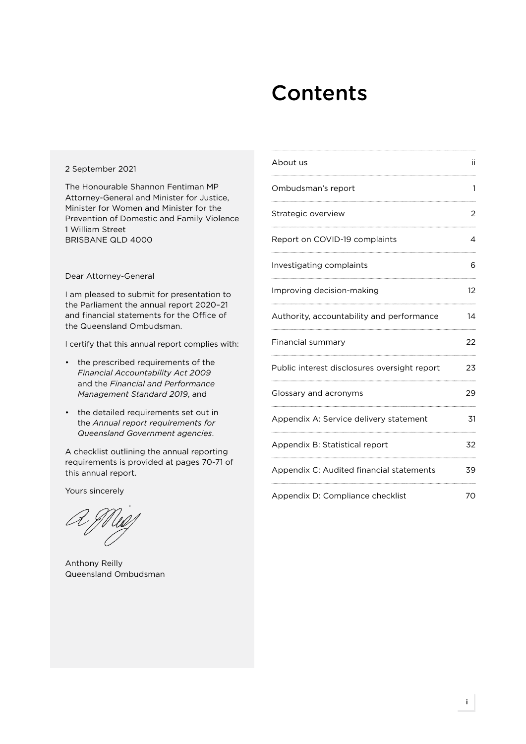# Contents

2 September 2021

The Honourable Shannon Fentiman MP
Attorney-General and Minister for Justice, Minister for Women and Minister for the Prevention of Domestic and Family Violence
1 William Street
BRISBANE QLD 4000

Dear Attorney-General

I am pleased to submit for presentation to the Parliament the annual report 2020–21 and financial statements for the Office of the Queensland Ombudsman.

I certify that this annual report complies with:

- the prescribed requirements of the *Financial Accountability Act 2009* and the *Financial and Performance Management Standard 2019*, and
- the detailed requirements set out in the *Annual report requirements for Queensland Government agencies*.

A checklist outlining the annual reporting requirements is provided at pages 70-71 of this annual report.

Yours sincerely

Anthony Reilly
Queensland Ombudsman

| | |
|---|---|
| About us | ii |
| Ombudsman's report | 1 |
| Strategic overview | 2 |
| Report on COVID-19 complaints | 4 |
| Investigating complaints | 6 |
| Improving decision-making | 12 |
| Authority, accountability and performance | 14 |
| Financial summary | 22 |
| Public interest disclosures oversight report | 23 |
| Glossary and acronyms | 29 |
| Appendix A: Service delivery statement | 31 |
| Appendix B: Statistical report | 32 |
| Appendix C: Audited financial statements | 39 |
| Appendix D: Compliance checklist | 70 |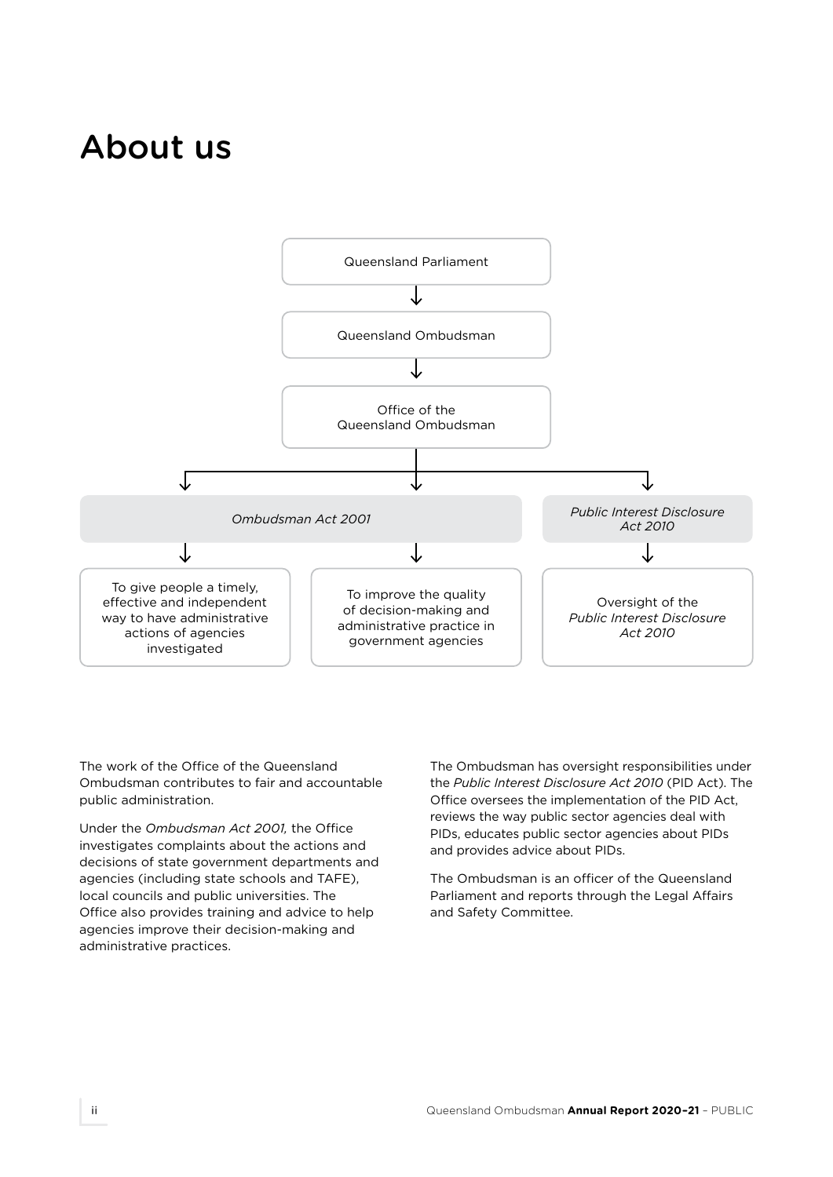# About us

Queensland Parliament

Queensland Ombudsman

Office of the Queensland Ombudsman

*Ombudsman Act 2001*

*Public Interest Disclosure Act 2010*

To give people a timely, effective and independent way to have administrative actions of agencies investigated

To improve the quality of decision-making and administrative practice in government agencies

Oversight of the *Public Interest Disclosure Act 2010*

The work of the Office of the Queensland Ombudsman contributes to fair and accountable public administration.

Under the *Ombudsman Act 2001,* the Office investigates complaints about the actions and decisions of state government departments and agencies (including state schools and TAFE), local councils and public universities. The Office also provides training and advice to help agencies improve their decision-making and administrative practices.

The Ombudsman has oversight responsibilities under the *Public Interest Disclosure Act 2010* (PID Act). The Office oversees the implementation of the PID Act, reviews the way public sector agencies deal with PIDs, educates public sector agencies about PIDs and provides advice about PIDs.

The Ombudsman is an officer of the Queensland Parliament and reports through the Legal Affairs and Safety Committee.